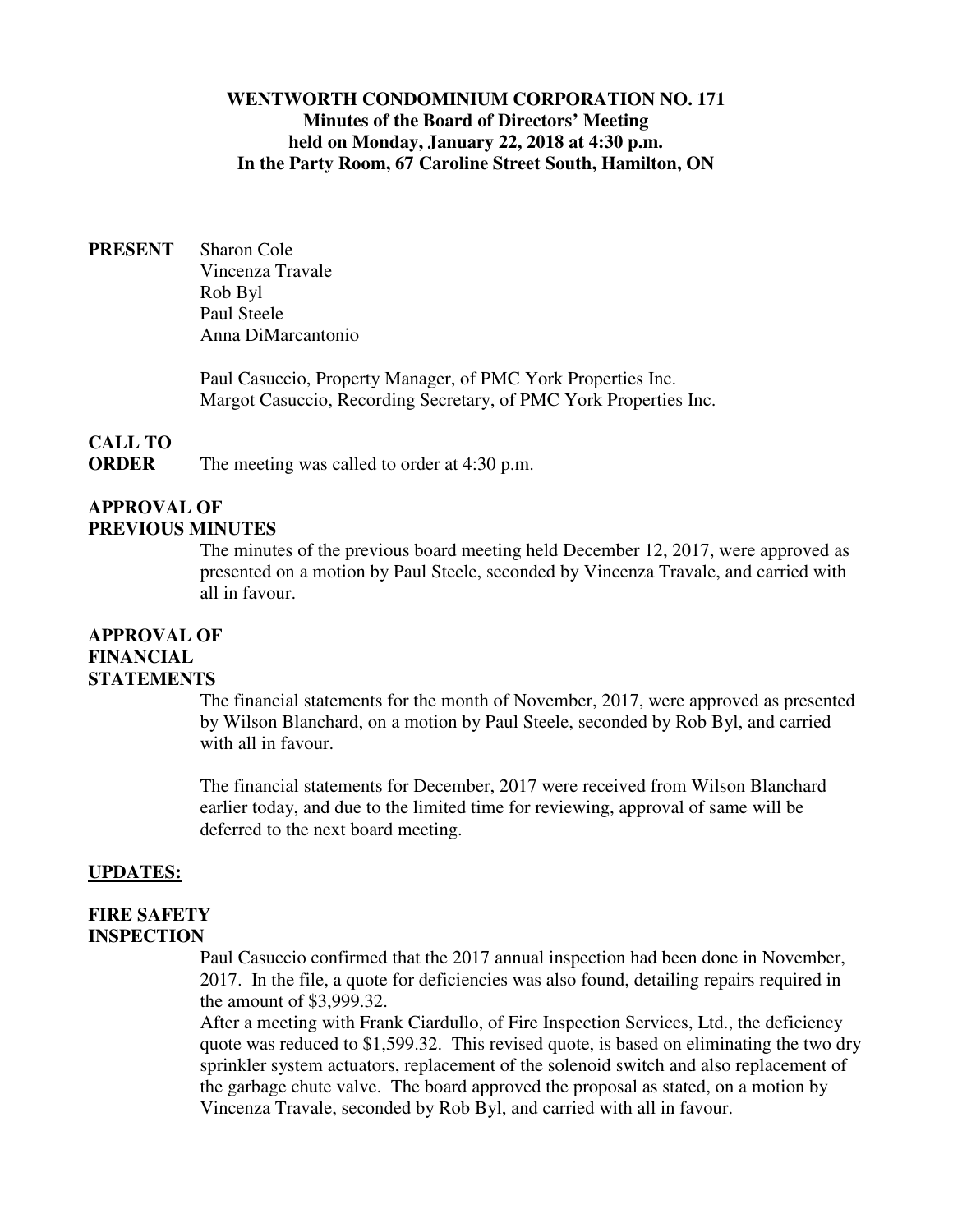**WENTWORTH CONDOMINIUM CORPORATION NO. 171**
**Minutes of the Board of Directors' Meeting**
**held on Monday, January 22, 2018 at 4:30 p.m.**
**In the Party Room, 67 Caroline Street South, Hamilton, ON**

**PRESENT**

Sharon Cole
Vincenza Travale
Rob Byl
Paul Steele
Anna DiMarcantonio

Paul Casuccio, Property Manager, of PMC York Properties Inc.
Margot Casuccio, Recording Secretary, of PMC York Properties Inc.

**CALL TO ORDER**

The meeting was called to order at 4:30 p.m.

**APPROVAL OF PREVIOUS MINUTES**

The minutes of the previous board meeting held December 12, 2017, were approved as presented on a motion by Paul Steele, seconded by Vincenza Travale, and carried with all in favour.

**APPROVAL OF FINANCIAL STATEMENTS**

The financial statements for the month of November, 2017, were approved as presented by Wilson Blanchard, on a motion by Paul Steele, seconded by Rob Byl, and carried with all in favour.

The financial statements for December, 2017 were received from Wilson Blanchard earlier today, and due to the limited time for reviewing, approval of same will be deferred to the next board meeting.

**UPDATES:**

**FIRE SAFETY INSPECTION**

Paul Casuccio confirmed that the 2017 annual inspection had been done in November, 2017. In the file, a quote for deficiencies was also found, detailing repairs required in the amount of $3,999.32.
After a meeting with Frank Ciardullo, of Fire Inspection Services, Ltd., the deficiency quote was reduced to $1,599.32. This revised quote, is based on eliminating the two dry sprinkler system actuators, replacement of the solenoid switch and also replacement of the garbage chute valve. The board approved the proposal as stated, on a motion by Vincenza Travale, seconded by Rob Byl, and carried with all in favour.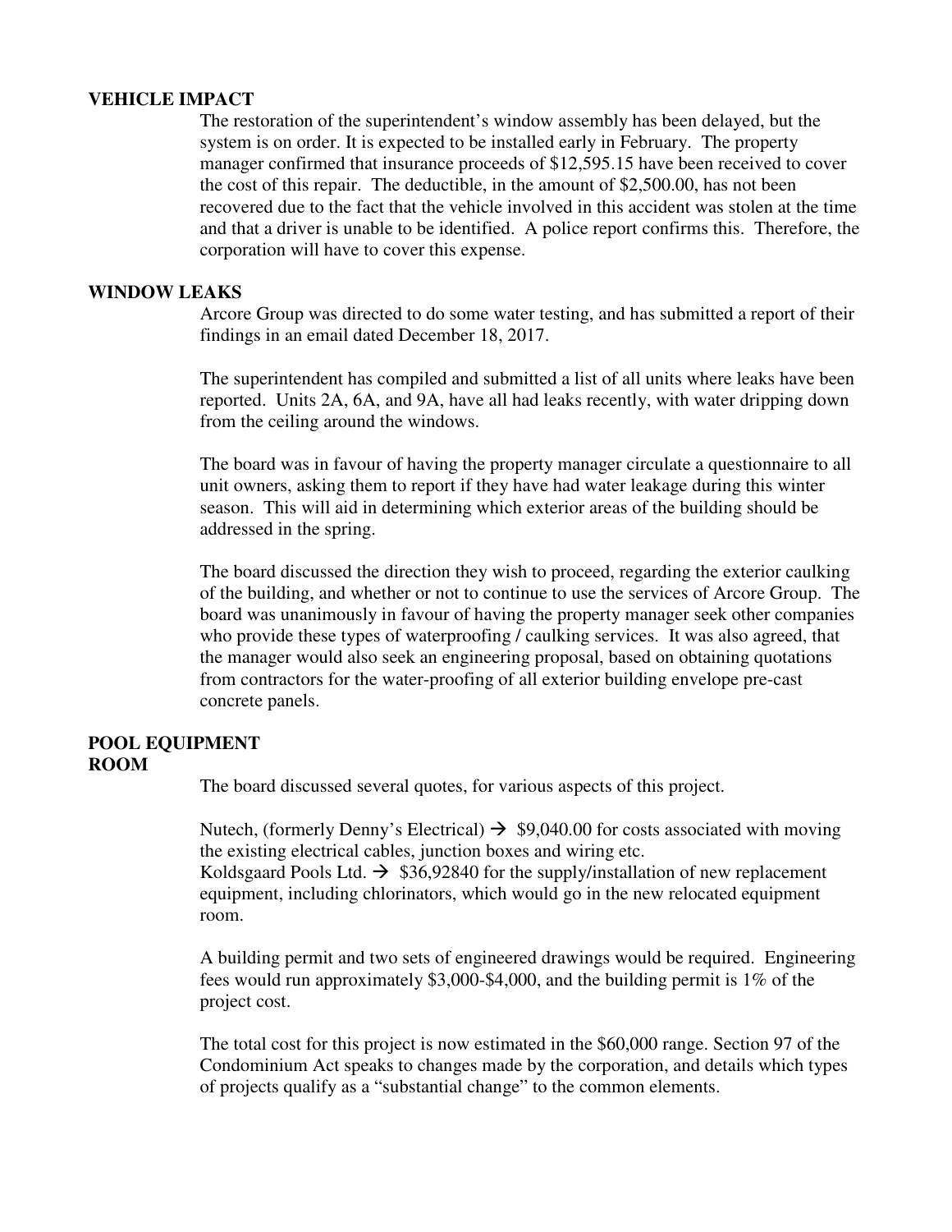**VEHICLE IMPACT**

The restoration of the superintendent's window assembly has been delayed, but the system is on order. It is expected to be installed early in February. The property manager confirmed that insurance proceeds of $12,595.15 have been received to cover the cost of this repair. The deductible, in the amount of $2,500.00, has not been recovered due to the fact that the vehicle involved in this accident was stolen at the time and that a driver is unable to be identified. A police report confirms this. Therefore, the corporation will have to cover this expense.

**WINDOW LEAKS**

Arcore Group was directed to do some water testing, and has submitted a report of their findings in an email dated December 18, 2017.

The superintendent has compiled and submitted a list of all units where leaks have been reported. Units 2A, 6A, and 9A, have all had leaks recently, with water dripping down from the ceiling around the windows.

The board was in favour of having the property manager circulate a questionnaire to all unit owners, asking them to report if they have had water leakage during this winter season. This will aid in determining which exterior areas of the building should be addressed in the spring.

The board discussed the direction they wish to proceed, regarding the exterior caulking of the building, and whether or not to continue to use the services of Arcore Group. The board was unanimously in favour of having the property manager seek other companies who provide these types of waterproofing / caulking services. It was also agreed, that the manager would also seek an engineering proposal, based on obtaining quotations from contractors for the water-proofing of all exterior building envelope pre-cast concrete panels.

**POOL EQUIPMENT ROOM**

The board discussed several quotes, for various aspects of this project.

Nutech, (formerly Denny's Electrical) → $9,040.00 for costs associated with moving the existing electrical cables, junction boxes and wiring etc.
Koldsgaard Pools Ltd. → $36,92840 for the supply/installation of new replacement equipment, including chlorinators, which would go in the new relocated equipment room.

A building permit and two sets of engineered drawings would be required. Engineering fees would run approximately $3,000-$4,000, and the building permit is 1% of the project cost.

The total cost for this project is now estimated in the $60,000 range. Section 97 of the Condominium Act speaks to changes made by the corporation, and details which types of projects qualify as a "substantial change" to the common elements.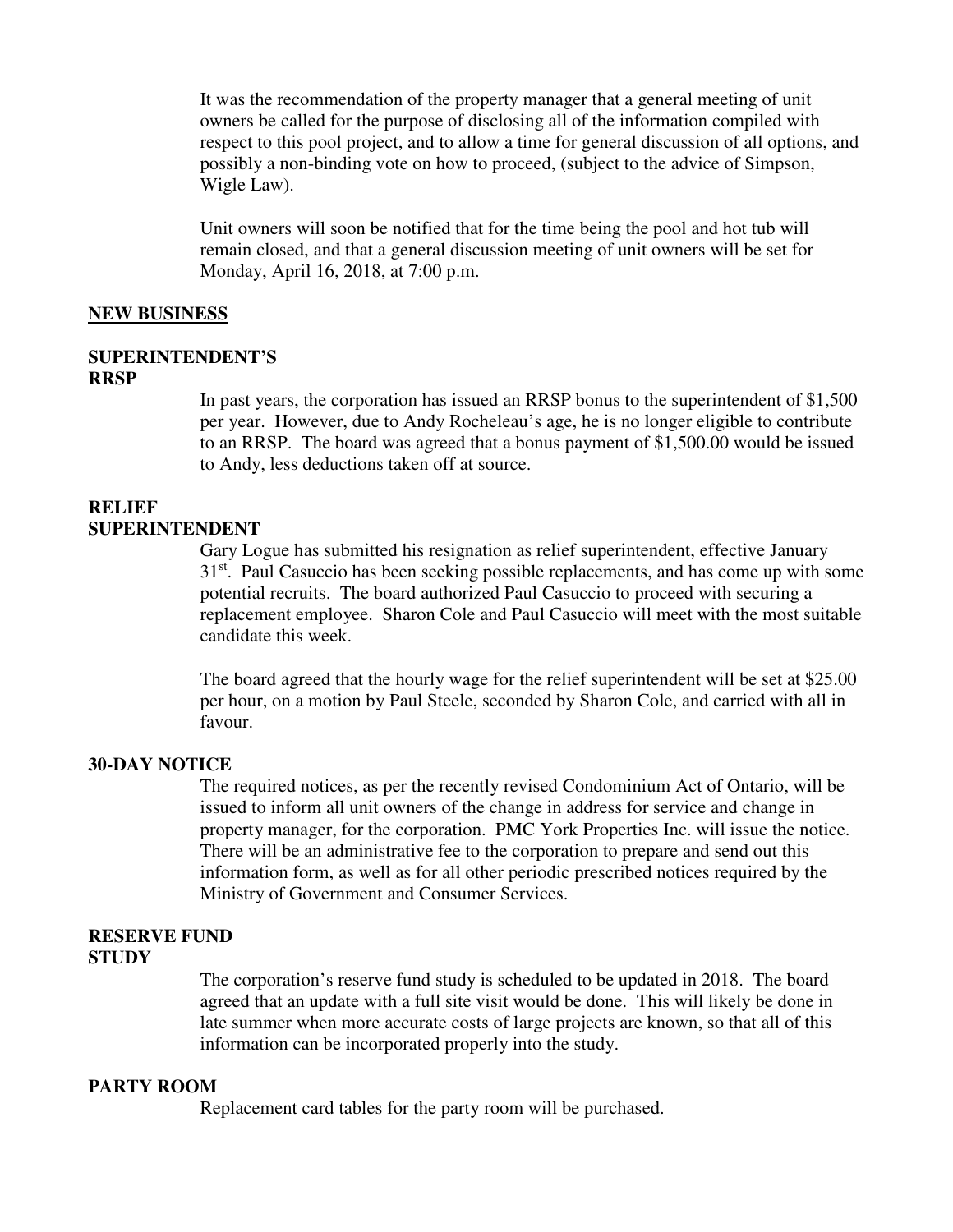It was the recommendation of the property manager that a general meeting of unit owners be called for the purpose of disclosing all of the information compiled with respect to this pool project, and to allow a time for general discussion of all options, and possibly a non-binding vote on how to proceed, (subject to the advice of Simpson, Wigle Law).

Unit owners will soon be notified that for the time being the pool and hot tub will remain closed, and that a general discussion meeting of unit owners will be set for Monday, April 16, 2018, at 7:00 p.m.

## NEW BUSINESS

**SUPERINTENDENT'S RRSP**

In past years, the corporation has issued an RRSP bonus to the superintendent of $1,500 per year. However, due to Andy Rocheleau's age, he is no longer eligible to contribute to an RRSP. The board was agreed that a bonus payment of $1,500.00 would be issued to Andy, less deductions taken off at source.

**RELIEF SUPERINTENDENT**

Gary Logue has submitted his resignation as relief superintendent, effective January 31st. Paul Casuccio has been seeking possible replacements, and has come up with some potential recruits. The board authorized Paul Casuccio to proceed with securing a replacement employee. Sharon Cole and Paul Casuccio will meet with the most suitable candidate this week.

The board agreed that the hourly wage for the relief superintendent will be set at $25.00 per hour, on a motion by Paul Steele, seconded by Sharon Cole, and carried with all in favour.

**30-DAY NOTICE**

The required notices, as per the recently revised Condominium Act of Ontario, will be issued to inform all unit owners of the change in address for service and change in property manager, for the corporation. PMC York Properties Inc. will issue the notice. There will be an administrative fee to the corporation to prepare and send out this information form, as well as for all other periodic prescribed notices required by the Ministry of Government and Consumer Services.

**RESERVE FUND STUDY**

The corporation's reserve fund study is scheduled to be updated in 2018. The board agreed that an update with a full site visit would be done. This will likely be done in late summer when more accurate costs of large projects are known, so that all of this information can be incorporated properly into the study.

**PARTY ROOM**

Replacement card tables for the party room will be purchased.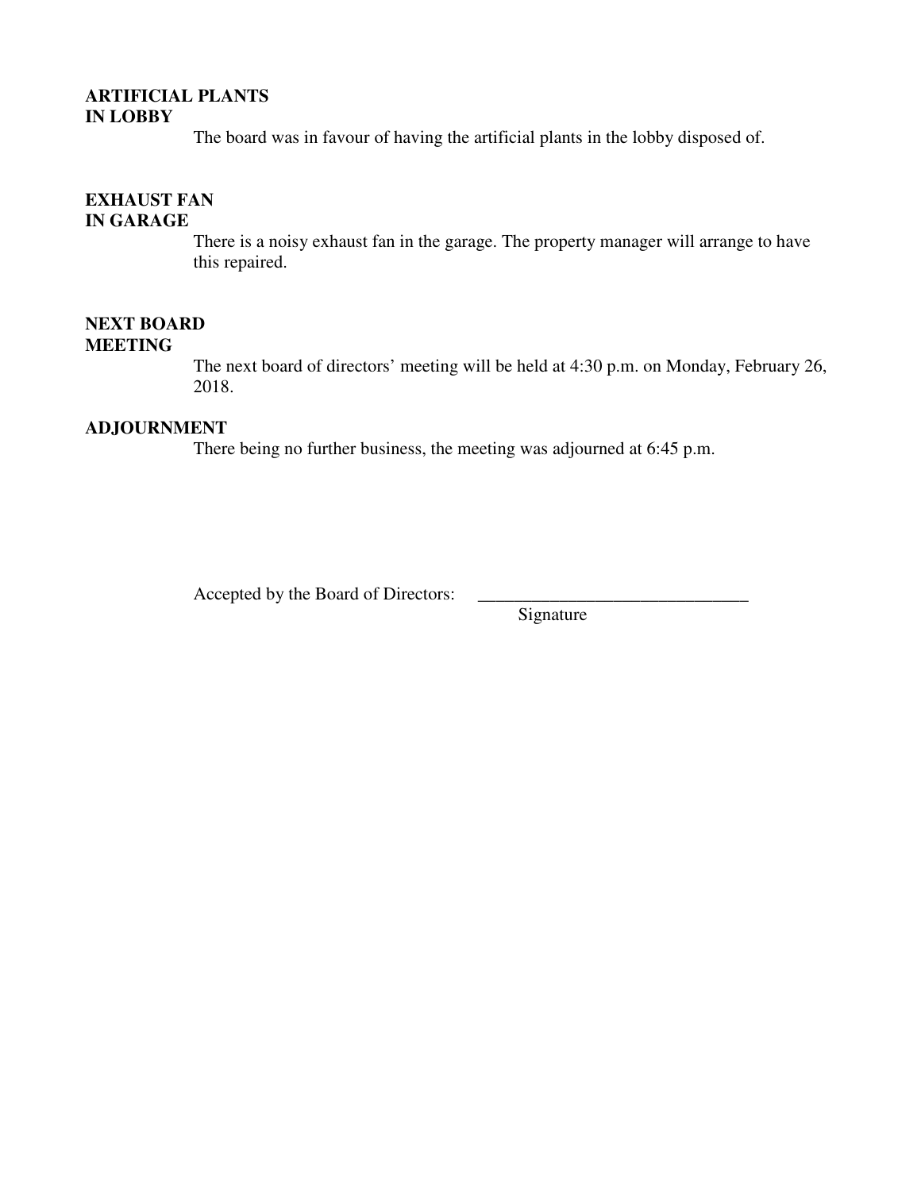**ARTIFICIAL PLANTS IN LOBBY**

The board was in favour of having the artificial plants in the lobby disposed of.

**EXHAUST FAN IN GARAGE**

There is a noisy exhaust fan in the garage. The property manager will arrange to have this repaired.

**NEXT BOARD MEETING**

The next board of directors' meeting will be held at 4:30 p.m. on Monday, February 26, 2018.

**ADJOURNMENT**

There being no further business, the meeting was adjourned at 6:45 p.m.

Accepted by the Board of Directors: ______________________________

Signature